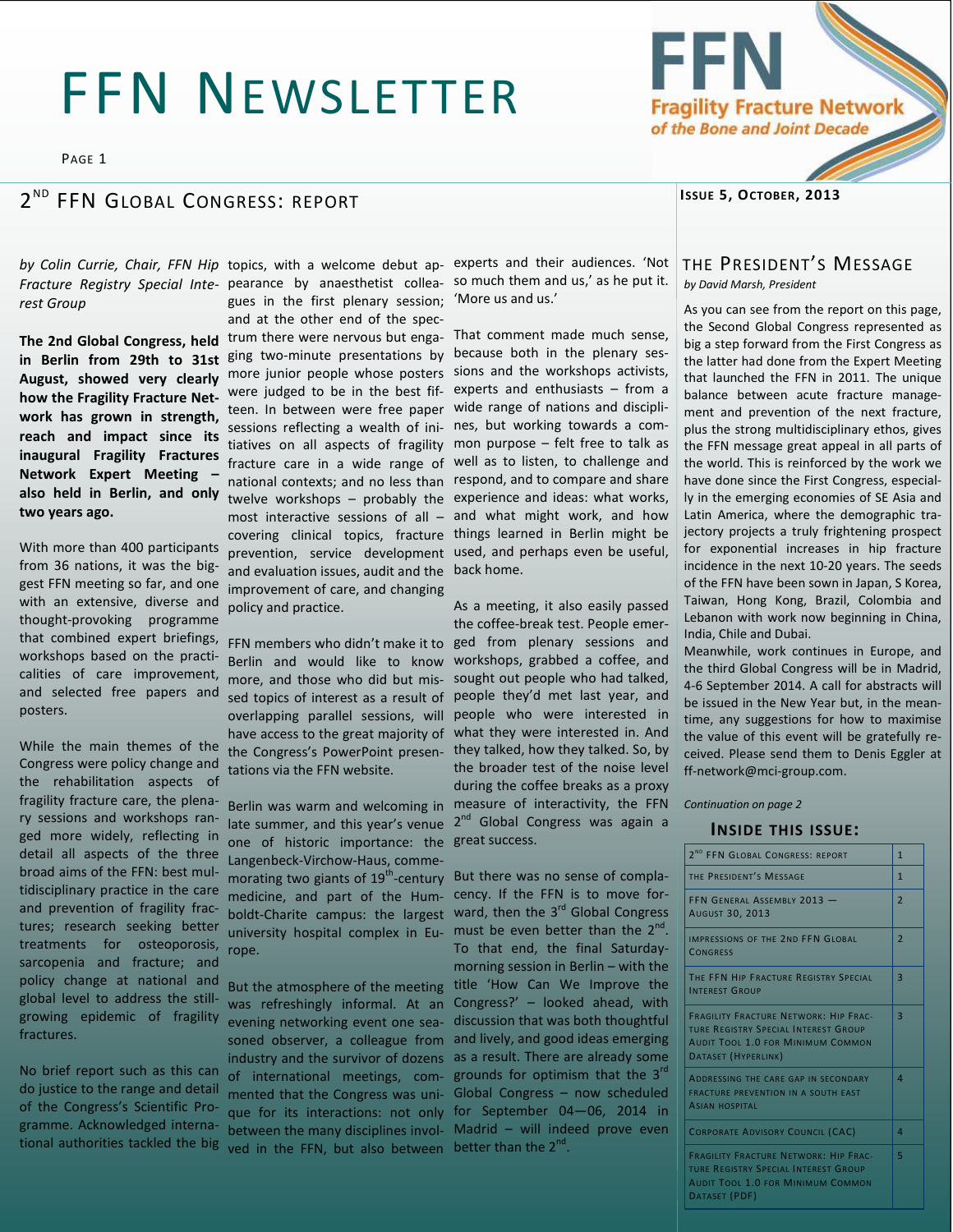# FFN Newsletter

Fragility Fracture Network of the Bone and Joint Decade

Issue 5, October, 2013

## 2nd FFN Global Congress: report

*by Colin Currie, Chair, FFN Hip Fracture Registry Special Interest Group*

**The 2nd Global Congress, held in Berlin from 29th to 31st August, showed very clearly how the Fragility Fracture Network has grown in strength, reach and impact since its inaugural Fragility Fractures Network Expert Meeting – also held in Berlin, and only two years ago.**

With more than 400 participants from 36 nations, it was the biggest FFN meeting so far, and one with an extensive, diverse and thought-provoking programme that combined expert briefings, workshops based on the practicalities of care improvement, and selected free papers and posters.

While the main themes of the Congress were policy change and the rehabilitation aspects of fragility fracture care, the plenary sessions and workshops ranged more widely, reflecting in detail all aspects of the three broad aims of the FFN: best multidisciplinary practice in the care and prevention of fragility fractures; research seeking better treatments for osteoporosis, sarcopenia and fracture; and policy change at national and global level to address the still-growing epidemic of fragility fractures.

No brief report such as this can do justice to the range and detail of the Congress's Scientific Programme. Acknowledged international authorities tackled the big topics, with a welcome debut appearance by anaesthetist colleagues in the first plenary session; and at the other end of the spectrum there were nervous but engaging two-minute presentations by more junior people whose posters were judged to be in the best fifteen. In between were free paper sessions reflecting a wealth of initiatives on all aspects of fragility fracture care in a wide range of national contexts; and no less than twelve workshops – probably the most interactive sessions of all – covering clinical topics, fracture prevention, service development and evaluation issues, audit and the improvement of care, and changing policy and practice.

FFN members who didn't make it to Berlin and would like to know more, and those who did but missed topics of interest as a result of overlapping parallel sessions, will have access to the great majority of the Congress's PowerPoint presentations via the FFN website.

Berlin was warm and welcoming in late summer, and this year's venue one of historic importance: the Langenbeck-Virchow-Haus, commemorating two giants of 19th-century medicine, and part of the Humboldt-Charite campus: the largest university hospital complex in Europe.

But the atmosphere of the meeting was refreshingly informal. At an evening networking event one seasoned observer, a colleague from industry and the survivor of dozens of international meetings, commented that the Congress was unique for its interactions: not only between the many disciplines involved in the FFN, but also between experts and their audiences. 'Not so much them and us,' as he put it. 'More us and us.'

That comment made much sense, because both in the plenary sessions and the workshops activists, experts and enthusiasts – from a wide range of nations and disciplines, but working towards a common purpose – felt free to talk as well as to listen, to challenge and respond, and to compare and share experience and ideas: what works, and what might work, and how things learned in Berlin might be used, and perhaps even be useful, back home.

As a meeting, it also easily passed the coffee-break test. People emerged from plenary sessions and workshops, grabbed a coffee, and sought out people who had talked, people they'd met last year, and people who were interested in what they were interested in. And they talked, how they talked. So, by the broader test of the noise level during the coffee breaks as a proxy measure of interactivity, the FFN 2nd Global Congress was again a great success.

But there was no sense of complacency. If the FFN is to move forward, then the 3rd Global Congress must be even better than the 2nd. To that end, the final Saturday-morning session in Berlin – with the title 'How Can We Improve the Congress?' – looked ahead, with discussion that was both thoughtful and lively, and good ideas emerging as a result. There are already some grounds for optimism that the 3rd Global Congress – now scheduled for September 04—06, 2014 in Madrid – will indeed prove even better than the 2nd.

## The President's Message

*by David Marsh, President*

As you can see from the report on this page, the Second Global Congress represented as big a step forward from the First Congress as the latter had done from the Expert Meeting that launched the FFN in 2011. The unique balance between acute fracture management and prevention of the next fracture, plus the strong multidisciplinary ethos, gives the FFN message great appeal in all parts of the world. This is reinforced by the work we have done since the First Congress, especially in the emerging economies of SE Asia and Latin America, where the demographic trajectory projects a truly frightening prospect for exponential increases in hip fracture incidence in the next 10-20 years. The seeds of the FFN have been sown in Japan, S Korea, Taiwan, Hong Kong, Brazil, Colombia and Lebanon with work now beginning in China, India, Chile and Dubai.

Meanwhile, work continues in Europe, and the third Global Congress will be in Madrid, 4-6 September 2014. A call for abstracts will be issued in the New Year but, in the meantime, any suggestions for how to maximise the value of this event will be gratefully received. Please send them to Denis Eggler at ff-network@mci-group.com.

*Continuation on page 2*

### Inside this issue:

| | |
|---|---|
| 2nd FFN Global Congress: report | 1 |
| The President's Message | 1 |
| FFN General Assembly 2013 — August 30, 2013 | 2 |
| Impressions of the 2nd FFN Global Congress | 2 |
| The FFN Hip Fracture Registry Special Interest Group | 3 |
| Fragility Fracture Network: Hip Fracture Registry Special Interest Group Audit Tool 1.0 for Minimum Common Dataset (Hyperlink) | 3 |
| Addressing the care gap in secondary fracture prevention in a South East Asian hospital | 4 |
| Corporate Advisory Council (CAC) | 4 |
| Fragility Fracture Network: Hip Fracture Registry Special Interest Group Audit Tool 1.0 for Minimum Common Dataset (PDF) | 5 |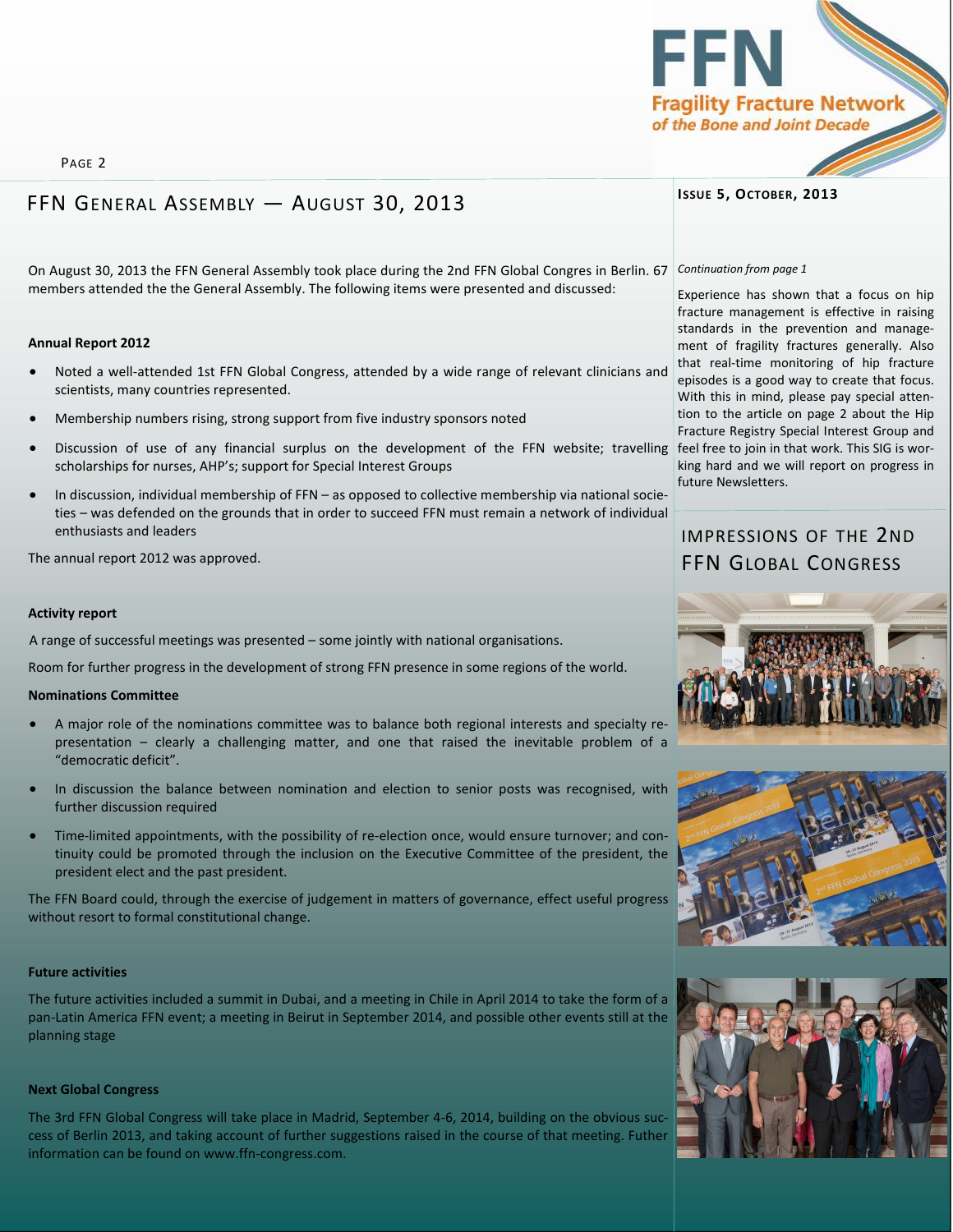## FFN General Assembly — August 30, 2013

On August 30, 2013 the FFN General Assembly took place during the 2nd FFN Global Congres in Berlin. 67 members attended the the General Assembly. The following items were presented and discussed:

**Annual Report 2012**

- Noted a well-attended 1st FFN Global Congress, attended by a wide range of relevant clinicians and scientists, many countries represented.
- Membership numbers rising, strong support from five industry sponsors noted
- Discussion of use of any financial surplus on the development of the FFN website; travelling scholarships for nurses, AHP's; support for Special Interest Groups
- In discussion, individual membership of FFN – as opposed to collective membership via national societies – was defended on the grounds that in order to succeed FFN must remain a network of individual enthusiasts and leaders

The annual report 2012 was approved.

**Activity report**

A range of successful meetings was presented – some jointly with national organisations.

Room for further progress in the development of strong FFN presence in some regions of the world.

**Nominations Committee**

- A major role of the nominations committee was to balance both regional interests and specialty representation – clearly a challenging matter, and one that raised the inevitable problem of a "democratic deficit".
- In discussion the balance between nomination and election to senior posts was recognised, with further discussion required
- Time-limited appointments, with the possibility of re-election once, would ensure turnover; and continuity could be promoted through the inclusion on the Executive Committee of the president, the president elect and the past president.

The FFN Board could, through the exercise of judgement in matters of governance, effect useful progress without resort to formal constitutional change.

**Future activities**

The future activities included a summit in Dubai, and a meeting in Chile in April 2014 to take the form of a pan-Latin America FFN event; a meeting in Beirut in September 2014, and possible other events still at the planning stage

**Next Global Congress**

The 3rd FFN Global Congress will take place in Madrid, September 4-6, 2014, building on the obvious success of Berlin 2013, and taking account of further suggestions raised in the course of that meeting. Futher information can be found on www.ffn-congress.com.

*Continuation from page 1*

Experience has shown that a focus on hip fracture management is effective in raising standards in the prevention and management of fragility fractures generally. Also that real-time monitoring of hip fracture episodes is a good way to create that focus. With this in mind, please pay special attention to the article on page 2 about the Hip Fracture Registry Special Interest Group and feel free to join in that work. This SIG is working hard and we will report on progress in future Newsletters.

## Impressions of the 2nd FFN Global Congress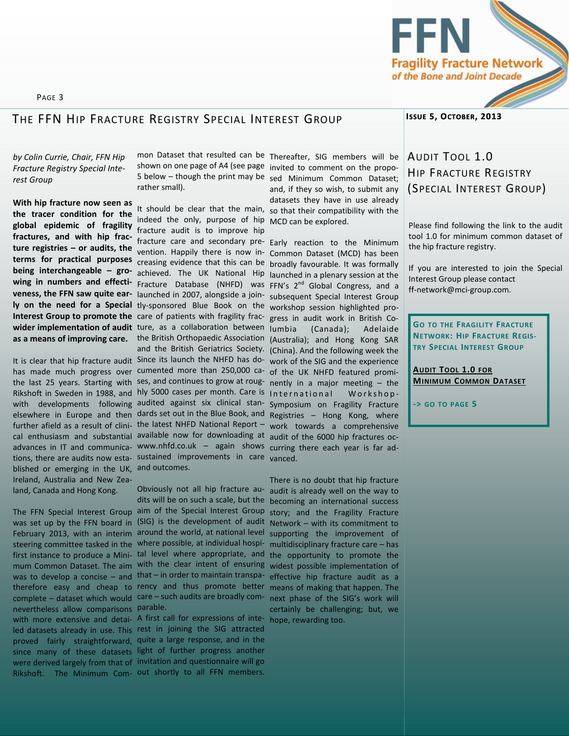# The FFN Hip Fracture Registry Special Interest Group

*by Colin Currie, Chair, FFN Hip Fracture Registry Special Interest Group*

**With hip fracture now seen as the tracer condition for the global epidemic of fragility fractures, and with hip fracture registries – or audits, the terms for practical purposes being interchangeable – growing in numbers and effectiveness, the FFN saw quite early on the need for a Special Interest Group to promote the wider implementation of audit as a means of improving care.**

It is clear that hip fracture audit has made much progress over the last 25 years. Starting with Rikshoft in Sweden in 1988, and with developments following elsewhere in Europe and then further afield as a result of clinical enthusiasm and substantial advances in IT and communications, there are audits now established or emerging in the UK, Ireland, Australia and New Zealand, Canada and Hong Kong.

The FFN Special Interest Group was set up by the FFN board in February 2013, with an interim steering committee tasked in the first instance to produce a Minimum Common Dataset. The aim was to develop a concise – and therefore easy and cheap to complete – dataset which would nevertheless allow comparisons with more extensive and detailed datasets already in use. This proved fairly straightforward, since many of these datasets were derived largely from that of Rikshoft. The Minimum Common Dataset that resulted can be shown on one page of A4 (see page 5 below – though the print may be rather small).

It should be clear that the main, indeed the only, purpose of hip fracture audit is to improve hip fracture care and secondary prevention. Happily there is now increasing evidence that this can be achieved. The UK National Hip Fracture Database (NHFD) was launched in 2007, alongside a jointly-sponsored Blue Book on the care of patients with fragility fracture, as a collaboration between the British Orthopaedic Association and the British Geriatrics Society. Since its launch the NHFD has documented more than 250,000 cases, and continues to grow at roughly 5000 cases per month. Care is audited against six clinical standards set out in the Blue Book, and the latest NHFD National Report – available now for downloading at www.nhfd.co.uk – again shows sustained improvements in care and outcomes.

Obviously not all hip fracture audits will be on such a scale, but the aim of the Special Interest Group (SIG) is the development of audit around the world, at national level where possible, at individual hospital level where appropriate, and with the clear intent of ensuring that – in order to maintain transparency and thus promote better care – such audits are broadly comparable.

A first call for expressions of interest in joining the SIG attracted quite a large response, and in the light of further progress another invitation and questionnaire will go out shortly to all FFN members. Thereafter, SIG members will be invited to comment on the proposed Minimum Common Dataset; and, if they so wish, to submit any datasets they have in use already so that their compatibility with the MCD can be explored.

Early reaction to the Minimum Common Dataset (MCD) has been broadly favourable. It was formally launched in a plenary session at the FFN's 2nd Global Congress, and a subsequent Special Interest Group workshop session highlighted progress in audit work in British Columbia (Canada); Adelaide (Australia); and Hong Kong SAR (China). And the following week the work of the SIG and the experience of the UK NHFD featured prominently in a major meeting – the International Workshop-Symposium on Fragility Fracture Registries – Hong Kong, where work towards a comprehensive audit of the 6000 hip fractures occurring there each year is far advanced.

There is no doubt that hip fracture audit is already well on the way to becoming an international success story; and the Fragility Fracture Network – with its commitment to supporting the improvement of multidisciplinary fracture care – has the opportunity to promote the widest possible implementation of effective hip fracture audit as a means of making that happen. The next phase of the SIG's work will certainly be challenging; but, we hope, rewarding too.

## Audit Tool 1.0 Hip Fracture Registry (Special Interest Group)

Please find following the link to the audit tool 1.0 for minimum common dataset of the hip fracture registry.

If you are interested to join the Special Interest Group please contact ff-network@mci-group.com.

**Go to the Fragility Fracture Network: Hip Fracture Registry Special Interest Group**

**Audit Tool 1.0 for Minimum Common Dataset**

**-> go to page 5**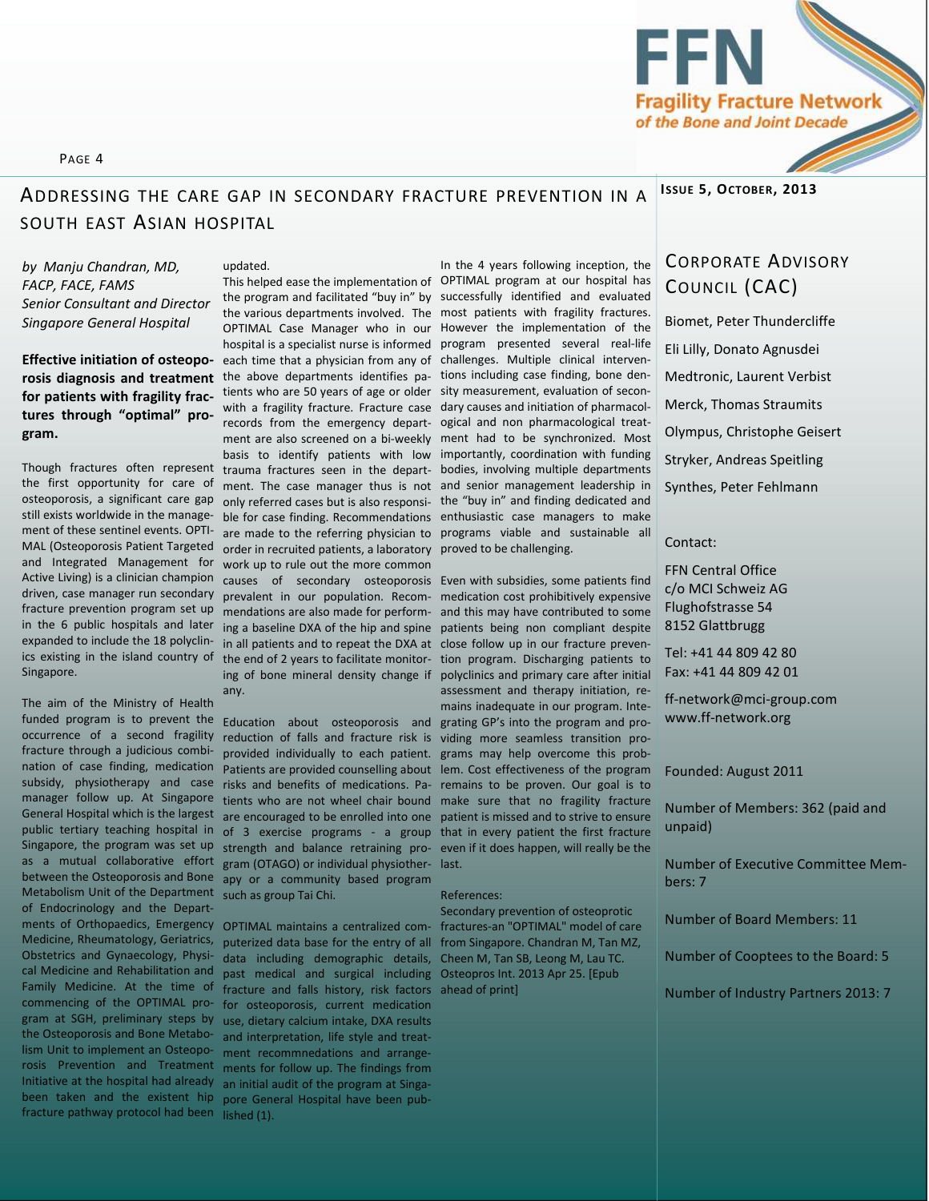## Addressing the care gap in secondary fracture prevention in a South East Asian hospital

*by Manju Chandran, MD, FACP, FACE, FAMS*
*Senior Consultant and Director*
*Singapore General Hospital*

**Effective initiation of osteoporosis diagnosis and treatment for patients with fragility fractures through "optimal" program.**

Though fractures often represent the first opportunity for care of osteoporosis, a significant care gap still exists worldwide in the management of these sentinel events. OPTIMAL (Osteoporosis Patient Targeted and Integrated Management for Active Living) is a clinician champion driven, case manager run secondary fracture prevention program set up in the 6 public hospitals and later expanded to include the 18 polyclinics existing in the island country of Singapore.

The aim of the Ministry of Health funded program is to prevent the occurrence of a second fragility fracture through a judicious combination of case finding, medication subsidy, physiotherapy and case manager follow up. At Singapore General Hospital which is the largest public tertiary teaching hospital in Singapore, the program was set up as a mutual collaborative effort between the Osteoporosis and Bone Metabolism Unit of the Department of Endocrinology and the Departments of Orthopaedics, Emergency Medicine, Rheumatology, Geriatrics, Obstetrics and Gynaecology, Physical Medicine and Rehabilitation and Family Medicine. At the time of commencing of the OPTIMAL program at SGH, preliminary steps by the Osteoporosis and Bone Metabolism Unit to implement an Osteoporosis Prevention and Treatment Initiative at the hospital had already been taken and the existent hip fracture pathway protocol had been updated.

This helped ease the implementation of the program and facilitated "buy in" by the various departments involved. The OPTIMAL Case Manager who in our hospital is a specialist nurse is informed each time that a physician from any of the above departments identifies patients who are 50 years of age or older with a fragility fracture. Fracture case records from the emergency department are also screened on a bi-weekly basis to identify patients with low trauma fractures seen in the department. The case manager thus is not only referred cases but is also responsible for case finding. Recommendations are made to the referring physician to order in recruited patients, a laboratory work up to rule out the more common causes of secondary osteoporosis prevalent in our population. Recommendations are also made for performing a baseline DXA of the hip and spine in all patients and to repeat the DXA at the end of 2 years to facilitate monitoring of bone mineral density change if any.

Education about osteoporosis and reduction of falls and fracture risk is provided individually to each patient. Patients are provided counselling about risks and benefits of medications. Patients who are not wheel chair bound are encouraged to be enrolled into one of 3 exercise programs - a group strength and balance retraining program (OTAGO) or individual physiotherapy or a community based program such as group Tai Chi.

OPTIMAL maintains a centralized computerized data base for the entry of all data including demographic details, past medical and surgical including fracture and falls history, risk factors for osteoporosis, current medication use, dietary calcium intake, DXA results and interpretation, life style and treatment recommnendations and arrangements for follow up. The findings from an initial audit of the program at Singapore General Hospital have been published (1).

In the 4 years following inception, the OPTIMAL program at our hospital has successfully identified and evaluated most patients with fragility fractures. However the implementation of the program presented several real-life challenges. Multiple clinical interventions including case finding, bone density measurement, evaluation of secondary causes and initiation of pharmacological and non pharmacological treatment had to be synchronized. Most importantly, coordination with funding bodies, involving multiple departments and senior management leadership in the "buy in" and finding dedicated and enthusiastic case managers to make programs viable and sustainable all proved to be challenging.

Even with subsidies, some patients find medication cost prohibitively expensive and this may have contributed to some patients being non compliant despite close follow up in our fracture prevention program. Discharging patients to polyclinics and primary care after initial assessment and therapy initiation, remains inadequate in our program. Integrating GP's into the program and providing more seamless transition programs may help overcome this problem. Cost effectiveness of the program remains to be proven. Our goal is to make sure that no fragility fracture patient is missed and to strive to ensure that in every patient the first fracture even if it does happen, will really be the last.

References:

Secondary prevention of osteoprotic fractures-an "OPTIMAL" model of care from Singapore. Chandran M, Tan MZ, Cheen M, Tan SB, Leong M, Lau TC. Osteopros Int. 2013 Apr 25. [Epub ahead of print]

## Corporate Advisory Council (CAC)

Biomet, Peter Thundercliffe

Eli Lilly, Donato Agnusdei

Medtronic, Laurent Verbist

Merck, Thomas Straumits

Olympus, Christophe Geisert

Stryker, Andreas Speitling

Synthes, Peter Fehlmann

Contact:

FFN Central Office
c/o MCI Schweiz AG
Flughofstrasse 54
8152 Glattbrugg

Tel: +41 44 809 42 80
Fax: +41 44 809 42 01

ff-network@mci-group.com
www.ff-network.org

Founded: August 2011

Number of Members: 362 (paid and unpaid)

Number of Executive Committee Members: 7

Number of Board Members: 11

Number of Cooptees to the Board: 5

Number of Industry Partners 2013: 7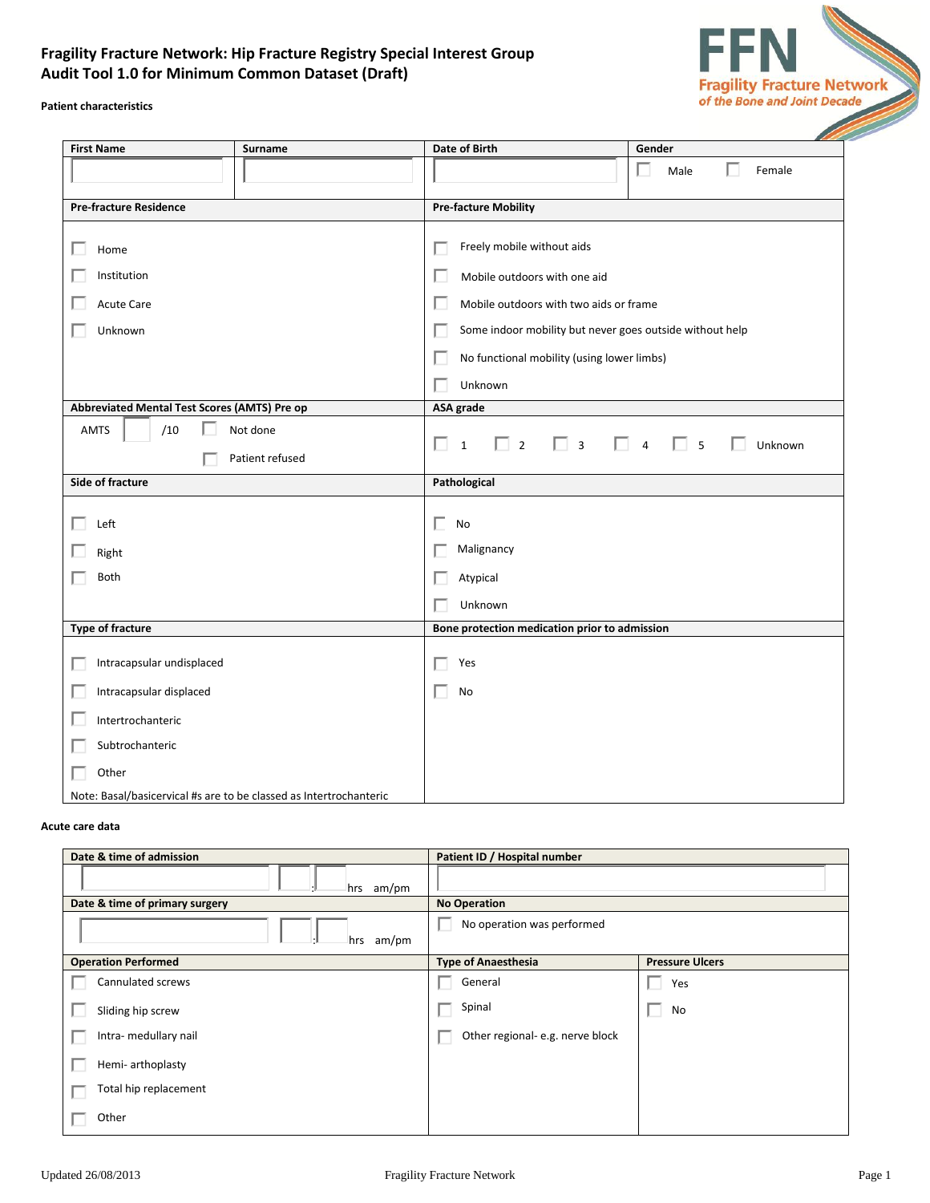# Fragility Fracture Network: Hip Fracture Registry Special Interest Group
# Audit Tool 1.0 for Minimum Common Dataset (Draft)

FFN Fragility Fracture Network *of the Bone and Joint Decade*

**Patient characteristics**

| First Name | Surname | Date of Birth | Gender |
|---|---|---|---|
| | | | ☐ Male ☐ Female |

| Pre-fracture Residence | Pre-facture Mobility |
|---|---|
| ☐ Home | ☐ Freely mobile without aids |
| ☐ Institution | ☐ Mobile outdoors with one aid |
| ☐ Acute Care | ☐ Mobile outdoors with two aids or frame |
| ☐ Unknown | ☐ Some indoor mobility but never goes outside without help |
| | ☐ No functional mobility (using lower limbs) |
| | ☐ Unknown |

| Abbreviated Mental Test Scores (AMTS) Pre op | ASA grade |
|---|---|
| AMTS ___ /10 ☐ Not done ☐ Patient refused | ☐ 1 ☐ 2 ☐ 3 ☐ 4 ☐ 5 ☐ Unknown |

| Side of fracture | Pathological |
|---|---|
| ☐ Left | ☐ No |
| ☐ Right | ☐ Malignancy |
| ☐ Both | ☐ Atypical |
| | ☐ Unknown |

| Type of fracture | Bone protection medication prior to admission |
|---|---|
| ☐ Intracapsular undisplaced | ☐ Yes |
| ☐ Intracapsular displaced | ☐ No |
| ☐ Intertrochanteric | |
| ☐ Subtrochanteric | |
| ☐ Other | |
| Note: Basal/basicervical #s are to be classed as Intertrochanteric | |

**Acute care data**

| Date & time of admission | Patient ID / Hospital number | |
|---|---|---|
| ___ ___:___ hrs am/pm | | |
| **Date & time of primary surgery** | **No Operation** | |
| ___ ___:___ hrs am/pm | ☐ No operation was performed | |
| **Operation Performed** | **Type of Anaesthesia** | **Pressure Ulcers** |
| ☐ Cannulated screws | ☐ General | ☐ Yes |
| ☐ Sliding hip screw | ☐ Spinal | ☐ No |
| ☐ Intra- medullary nail | ☐ Other regional- e.g. nerve block | |
| ☐ Hemi- arthoplasty | | |
| ☐ Total hip replacement | | |
| ☐ Other | | |

Updated 26/08/2013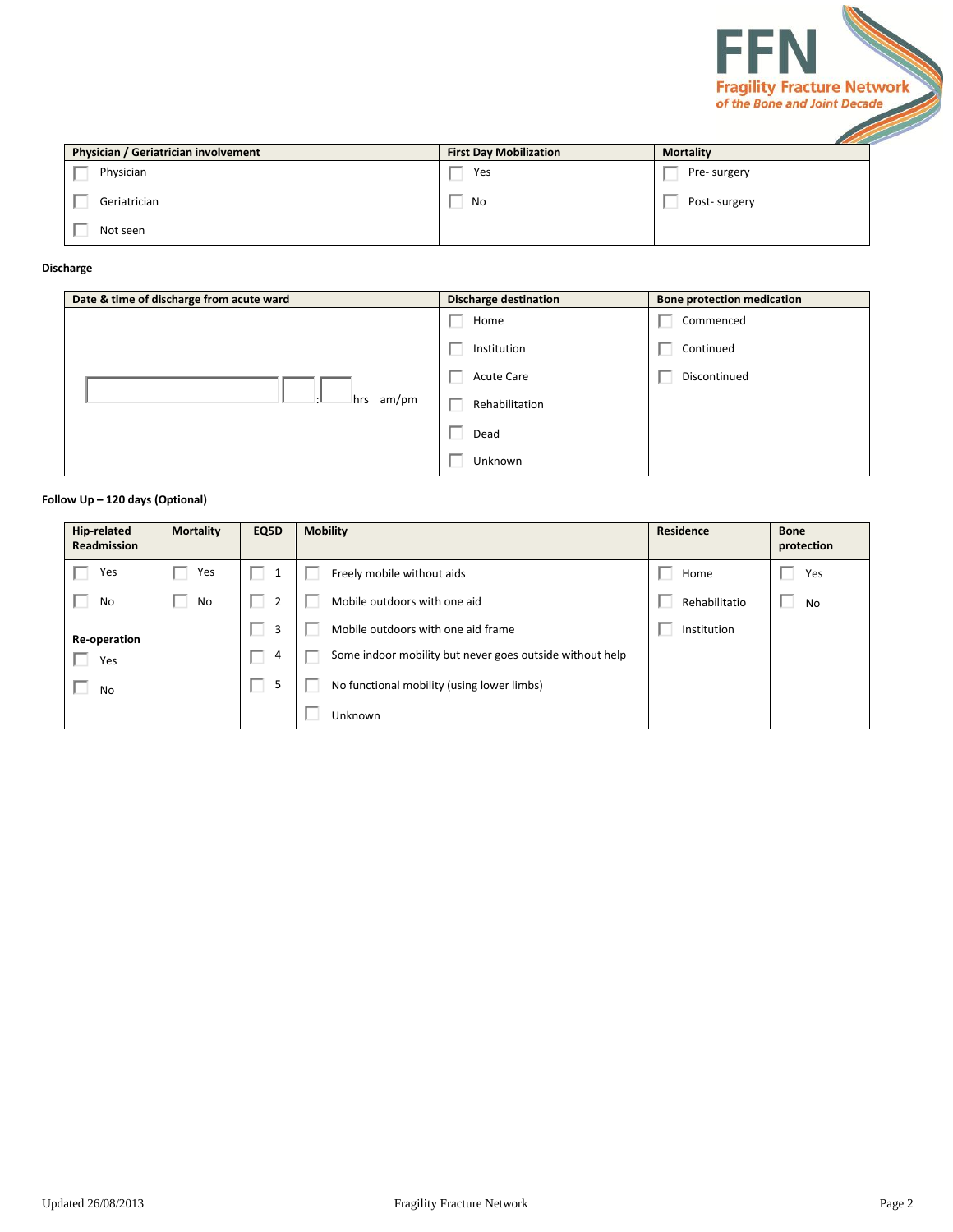| Physician / Geriatrician involvement | First Day Mobilization | Mortality |
|---|---|---|
| ☐ Physician | ☐ Yes | ☐ Pre- surgery |
| ☐ Geriatrician | ☐ No | ☐ Post- surgery |
| ☐ Not seen | | |

**Discharge**

| Date & time of discharge from acute ward | Discharge destination | Bone protection medication |
|---|---|---|
| ______ ___:___ hrs am/pm | ☐ Home | ☐ Commenced |
| | ☐ Institution | ☐ Continued |
| | ☐ Acute Care | ☐ Discontinued |
| | ☐ Rehabilitation | |
| | ☐ Dead | |
| | ☐ Unknown | |

**Follow Up – 120 days (Optional)**

| Hip-related Readmission | Mortality | EQ5D | Mobility | Residence | Bone protection |
|---|---|---|---|---|---|
| ☐ Yes | ☐ Yes | ☐ 1 | ☐ Freely mobile without aids | ☐ Home | ☐ Yes |
| ☐ No | ☐ No | ☐ 2 | ☐ Mobile outdoors with one aid | ☐ Rehabilitatio | ☐ No |
| **Re-operation** | | ☐ 3 | ☐ Mobile outdoors with one aid frame | ☐ Institution | |
| ☐ Yes | | ☐ 4 | ☐ Some indoor mobility but never goes outside without help | | |
| ☐ No | | ☐ 5 | ☐ No functional mobility (using lower limbs) | | |
| | | | ☐ Unknown | | |

Updated 26/08/2013